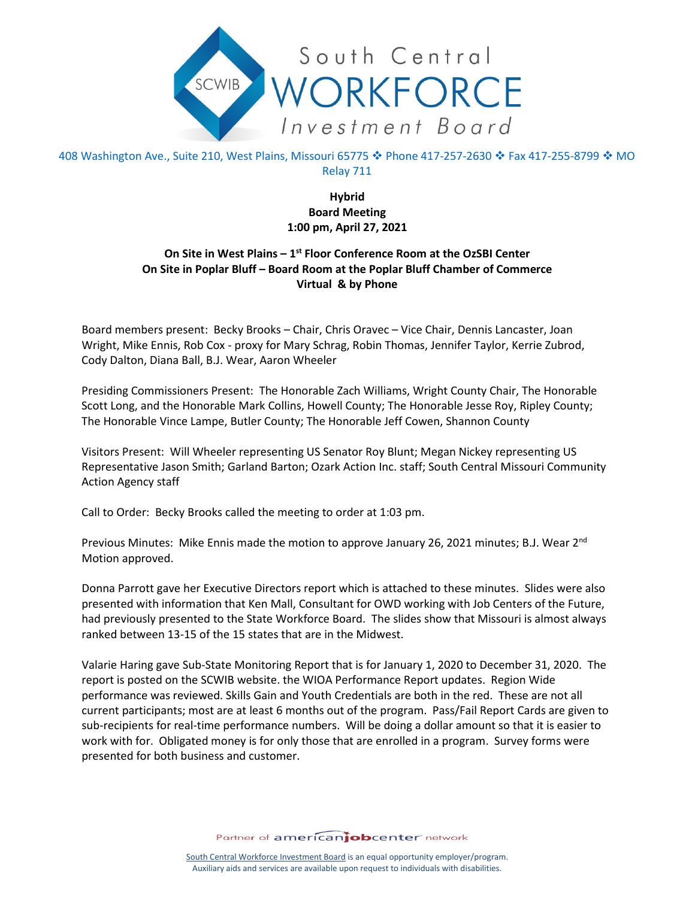South Central WORKFORCE Investment Board

408 Washington Ave., Suite 210, West Plains, Missouri 65775 ❖ Phone 417-257-2630 ❖ Fax 417-255-8799 ❖ MO Relay 711

**Hybrid**
**Board Meeting**
**1:00 pm, April 27, 2021**

**On Site in West Plains – 1st Floor Conference Room at the OzSBI Center**
**On Site in Poplar Bluff – Board Room at the Poplar Bluff Chamber of Commerce**
**Virtual & by Phone**

Board members present: Becky Brooks – Chair, Chris Oravec – Vice Chair, Dennis Lancaster, Joan Wright, Mike Ennis, Rob Cox - proxy for Mary Schrag, Robin Thomas, Jennifer Taylor, Kerrie Zubrod, Cody Dalton, Diana Ball, B.J. Wear, Aaron Wheeler

Presiding Commissioners Present: The Honorable Zach Williams, Wright County Chair, The Honorable Scott Long, and the Honorable Mark Collins, Howell County; The Honorable Jesse Roy, Ripley County; The Honorable Vince Lampe, Butler County; The Honorable Jeff Cowen, Shannon County

Visitors Present: Will Wheeler representing US Senator Roy Blunt; Megan Nickey representing US Representative Jason Smith; Garland Barton; Ozark Action Inc. staff; South Central Missouri Community Action Agency staff

Call to Order: Becky Brooks called the meeting to order at 1:03 pm.

Previous Minutes: Mike Ennis made the motion to approve January 26, 2021 minutes; B.J. Wear 2nd Motion approved.

Donna Parrott gave her Executive Directors report which is attached to these minutes. Slides were also presented with information that Ken Mall, Consultant for OWD working with Job Centers of the Future, had previously presented to the State Workforce Board. The slides show that Missouri is almost always ranked between 13-15 of the 15 states that are in the Midwest.

Valarie Haring gave Sub-State Monitoring Report that is for January 1, 2020 to December 31, 2020. The report is posted on the SCWIB website. the WIOA Performance Report updates. Region Wide performance was reviewed. Skills Gain and Youth Credentials are both in the red. These are not all current participants; most are at least 6 months out of the program. Pass/Fail Report Cards are given to sub-recipients for real-time performance numbers. Will be doing a dollar amount so that it is easier to work with for. Obligated money is for only those that are enrolled in a program. Survey forms were presented for both business and customer.

Partner of americanjobcenter network

South Central Workforce Investment Board is an equal opportunity employer/program.
Auxiliary aids and services are available upon request to individuals with disabilities.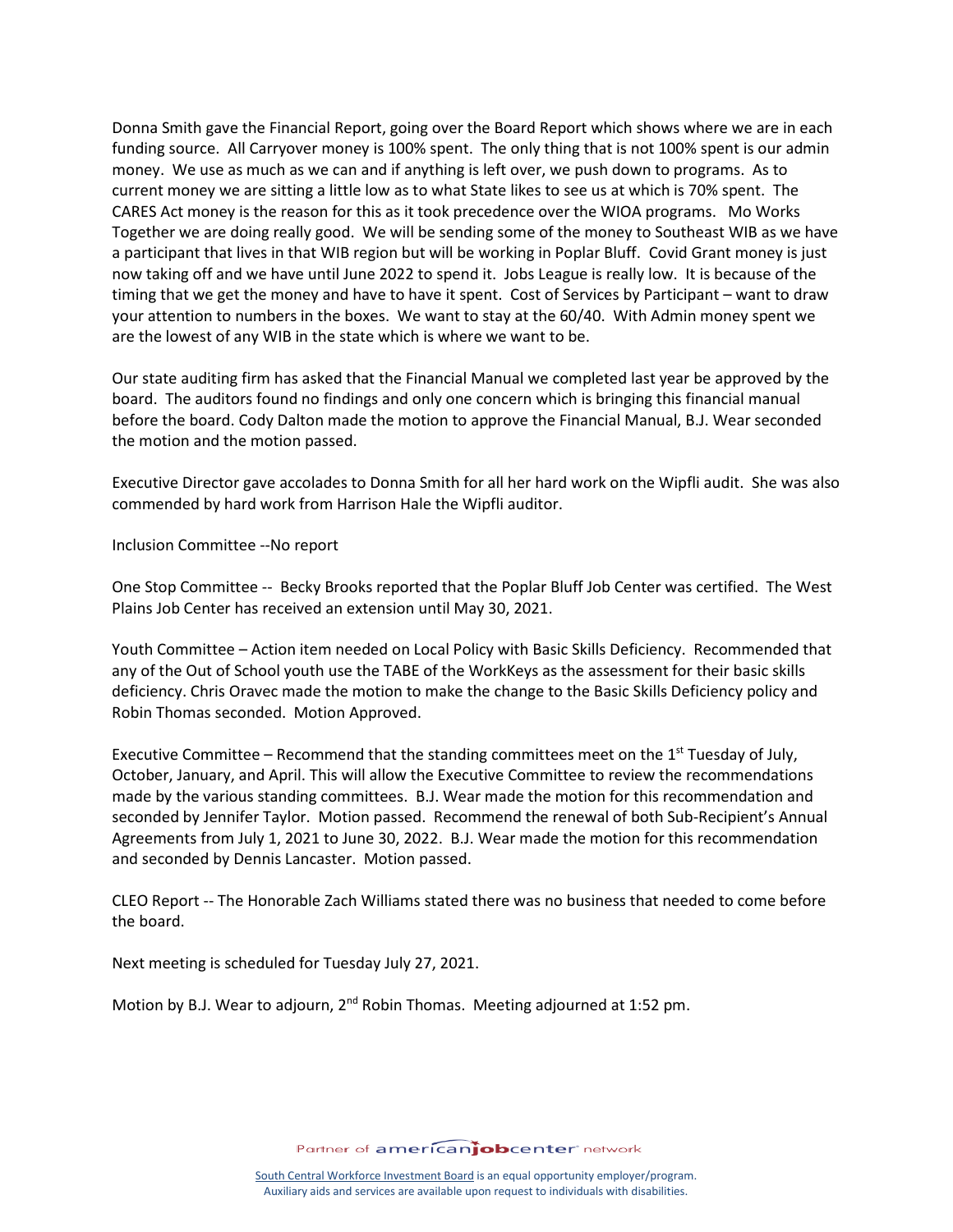Donna Smith gave the Financial Report, going over the Board Report which shows where we are in each funding source. All Carryover money is 100% spent. The only thing that is not 100% spent is our admin money. We use as much as we can and if anything is left over, we push down to programs. As to current money we are sitting a little low as to what State likes to see us at which is 70% spent. The CARES Act money is the reason for this as it took precedence over the WIOA programs. Mo Works Together we are doing really good. We will be sending some of the money to Southeast WIB as we have a participant that lives in that WIB region but will be working in Poplar Bluff. Covid Grant money is just now taking off and we have until June 2022 to spend it. Jobs League is really low. It is because of the timing that we get the money and have to have it spent. Cost of Services by Participant – want to draw your attention to numbers in the boxes. We want to stay at the 60/40. With Admin money spent we are the lowest of any WIB in the state which is where we want to be.

Our state auditing firm has asked that the Financial Manual we completed last year be approved by the board. The auditors found no findings and only one concern which is bringing this financial manual before the board. Cody Dalton made the motion to approve the Financial Manual, B.J. Wear seconded the motion and the motion passed.

Executive Director gave accolades to Donna Smith for all her hard work on the Wipfli audit. She was also commended by hard work from Harrison Hale the Wipfli auditor.

Inclusion Committee --No report

One Stop Committee -- Becky Brooks reported that the Poplar Bluff Job Center was certified. The West Plains Job Center has received an extension until May 30, 2021.

Youth Committee – Action item needed on Local Policy with Basic Skills Deficiency. Recommended that any of the Out of School youth use the TABE of the WorkKeys as the assessment for their basic skills deficiency. Chris Oravec made the motion to make the change to the Basic Skills Deficiency policy and Robin Thomas seconded. Motion Approved.

Executive Committee – Recommend that the standing committees meet on the 1st Tuesday of July, October, January, and April. This will allow the Executive Committee to review the recommendations made by the various standing committees. B.J. Wear made the motion for this recommendation and seconded by Jennifer Taylor. Motion passed. Recommend the renewal of both Sub-Recipient's Annual Agreements from July 1, 2021 to June 30, 2022. B.J. Wear made the motion for this recommendation and seconded by Dennis Lancaster. Motion passed.

CLEO Report -- The Honorable Zach Williams stated there was no business that needed to come before the board.

Next meeting is scheduled for Tuesday July 27, 2021.

Motion by B.J. Wear to adjourn, 2nd Robin Thomas. Meeting adjourned at 1:52 pm.

Partner of americanjobcenter network

South Central Workforce Investment Board is an equal opportunity employer/program.
Auxiliary aids and services are available upon request to individuals with disabilities.